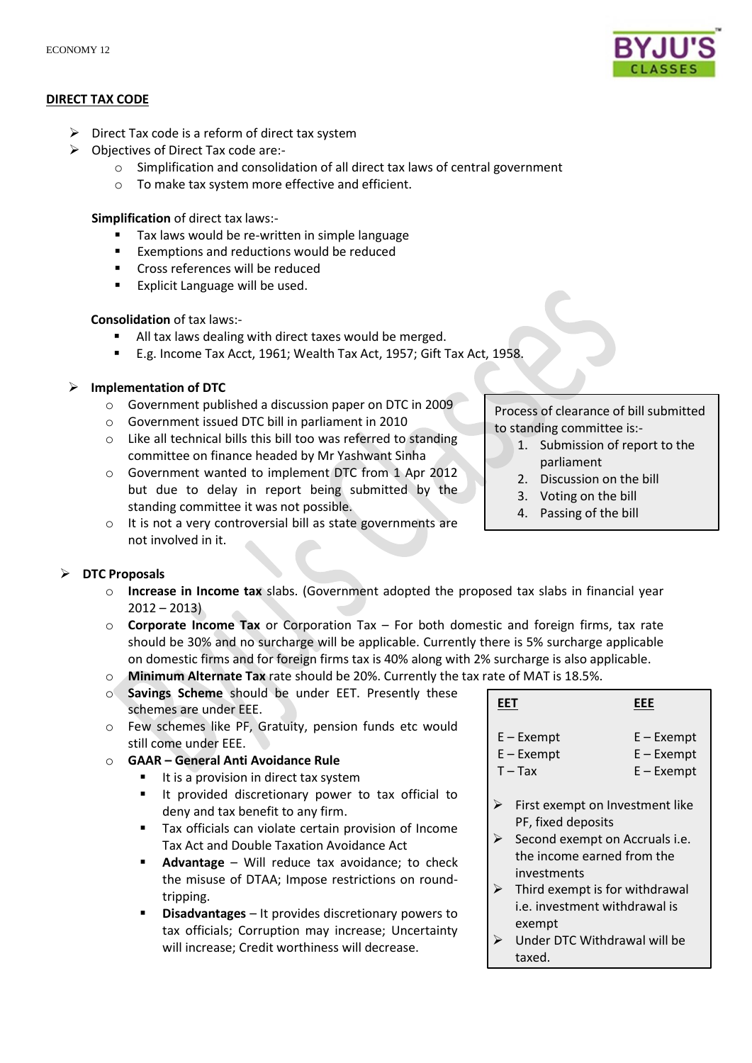## DIRECT TAX CODE

- Direct Tax code is a reform of direct tax system
- Objectives of Direct Tax code are:-
  - Simplification and consolidation of all direct tax laws of central government
  - To make tax system more effective and efficient.

**Simplification** of direct tax laws:-

- Tax laws would be re-written in simple language
- Exemptions and reductions would be reduced
- Cross references will be reduced
- Explicit Language will be used.

**Consolidation** of tax laws:-

- All tax laws dealing with direct taxes would be merged.
- E.g. Income Tax Acct, 1961; Wealth Tax Act, 1957; Gift Tax Act, 1958.

- **Implementation of DTC**
  - Government published a discussion paper on DTC in 2009
  - Government issued DTC bill in parliament in 2010
  - Like all technical bills this bill too was referred to standing committee on finance headed by Mr Yashwant Sinha
  - Government wanted to implement DTC from 1 Apr 2012 but due to delay in report being submitted by the standing committee it was not possible.
  - It is not a very controversial bill as state governments are not involved in it.

Process of clearance of bill submitted to standing committee is:-

1. Submission of report to the parliament
2. Discussion on the bill
3. Voting on the bill
4. Passing of the bill

- **DTC Proposals**
  - **Increase in Income tax** slabs. (Government adopted the proposed tax slabs in financial year 2012 – 2013)
  - **Corporate Income Tax** or Corporation Tax – For both domestic and foreign firms, tax rate should be 30% and no surcharge will be applicable. Currently there is 5% surcharge applicable on domestic firms and for foreign firms tax is 40% along with 2% surcharge is also applicable.
  - **Minimum Alternate Tax** rate should be 20%. Currently the tax rate of MAT is 18.5%.
  - **Savings Scheme** should be under EET. Presently these schemes are under EEE.
  - Few schemes like PF, Gratuity, pension funds etc would still come under EEE.
  - **GAAR – General Anti Avoidance Rule**
    - It is a provision in direct tax system
    - It provided discretionary power to tax official to deny and tax benefit to any firm.
    - Tax officials can violate certain provision of Income Tax Act and Double Taxation Avoidance Act
    - **Advantage** – Will reduce tax avoidance; to check the misuse of DTAA; Impose restrictions on round-tripping.
    - **Disadvantages** – It provides discretionary powers to tax officials; Corruption may increase; Uncertainty will increase; Credit worthiness will decrease.

| **EET** | **EEE** |
|---|---|
| E – Exempt | E – Exempt |
| E – Exempt | E – Exempt |
| T – Tax | E – Exempt |

- First exempt on Investment like PF, fixed deposits
- Second exempt on Accruals i.e. the income earned from the investments
- Third exempt is for withdrawal i.e. investment withdrawal is exempt
- Under DTC Withdrawal will be taxed.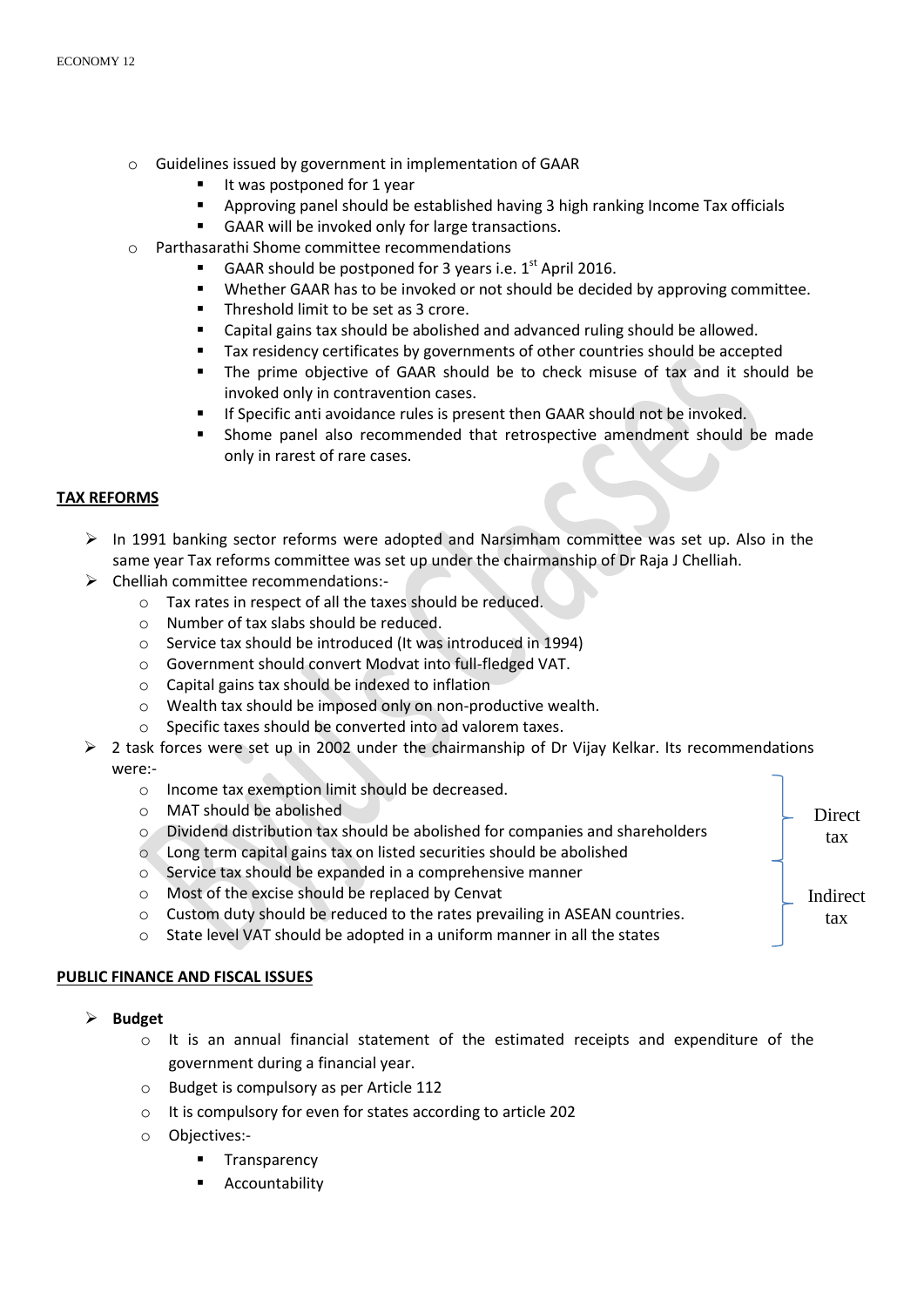- Guidelines issued by government in implementation of GAAR
  - It was postponed for 1 year
  - Approving panel should be established having 3 high ranking Income Tax officials
  - GAAR will be invoked only for large transactions.
- Parthasarathi Shome committee recommendations
  - GAAR should be postponed for 3 years i.e. 1st April 2016.
  - Whether GAAR has to be invoked or not should be decided by approving committee.
  - Threshold limit to be set as 3 crore.
  - Capital gains tax should be abolished and advanced ruling should be allowed.
  - Tax residency certificates by governments of other countries should be accepted
  - The prime objective of GAAR should be to check misuse of tax and it should be invoked only in contravention cases.
  - If Specific anti avoidance rules is present then GAAR should not be invoked.
  - Shome panel also recommended that retrospective amendment should be made only in rarest of rare cases.

**TAX REFORMS**

- In 1991 banking sector reforms were adopted and Narsimham committee was set up. Also in the same year Tax reforms committee was set up under the chairmanship of Dr Raja J Chelliah.
- Chelliah committee recommendations:-
  - Tax rates in respect of all the taxes should be reduced.
  - Number of tax slabs should be reduced.
  - Service tax should be introduced (It was introduced in 1994)
  - Government should convert Modvat into full-fledged VAT.
  - Capital gains tax should be indexed to inflation
  - Wealth tax should be imposed only on non-productive wealth.
  - Specific taxes should be converted into ad valorem taxes.
- 2 task forces were set up in 2002 under the chairmanship of Dr Vijay Kelkar. Its recommendations were:-
  - Direct tax:
    - Income tax exemption limit should be decreased.
    - MAT should be abolished
    - Dividend distribution tax should be abolished for companies and shareholders
    - Long term capital gains tax on listed securities should be abolished
  - Indirect tax:
    - Service tax should be expanded in a comprehensive manner
    - Most of the excise should be replaced by Cenvat
    - Custom duty should be reduced to the rates prevailing in ASEAN countries.
    - State level VAT should be adopted in a uniform manner in all the states

**PUBLIC FINANCE AND FISCAL ISSUES**

- **Budget**
  - It is an annual financial statement of the estimated receipts and expenditure of the government during a financial year.
  - Budget is compulsory as per Article 112
  - It is compulsory for even for states according to article 202
  - Objectives:-
    - Transparency
    - Accountability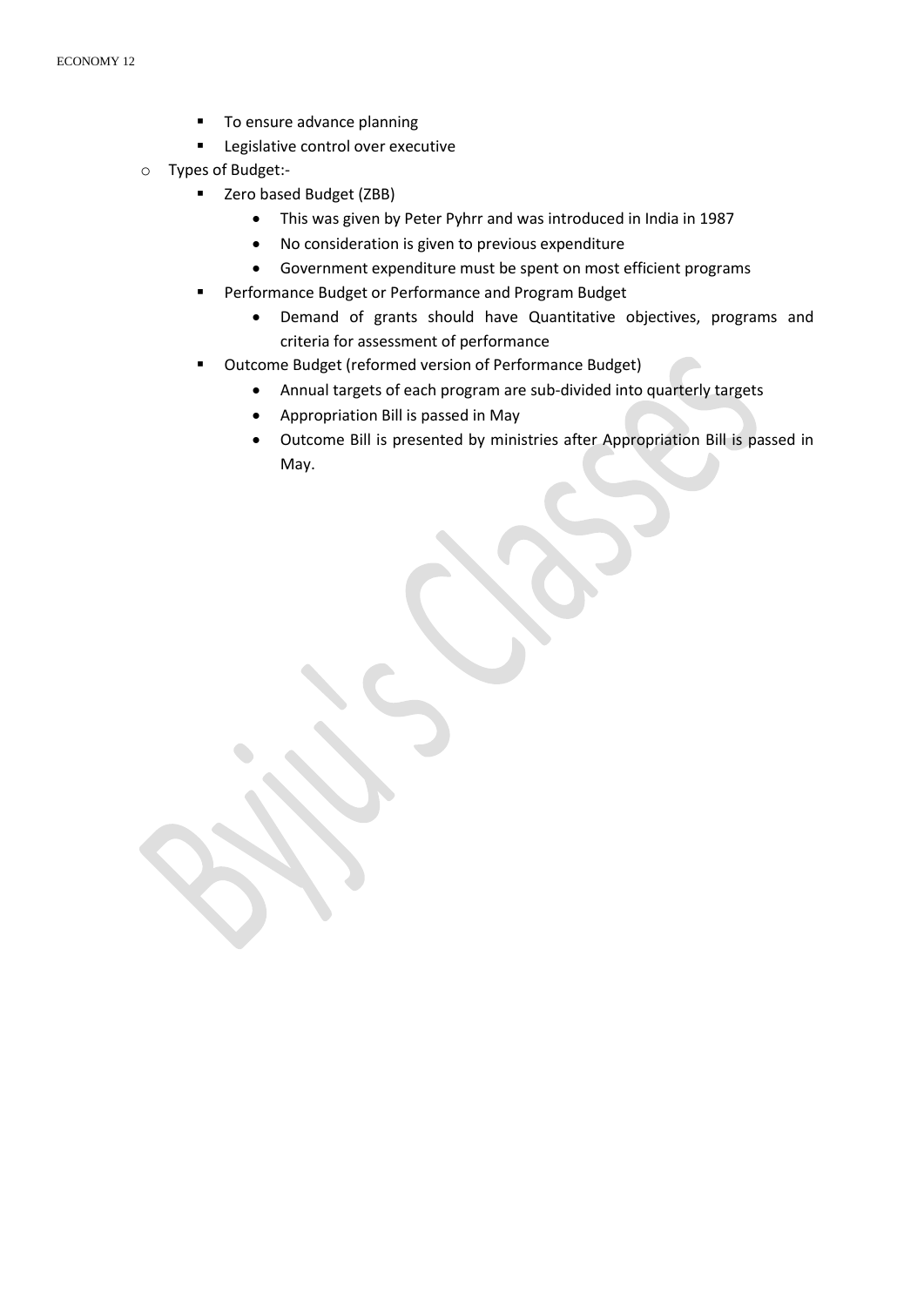- To ensure advance planning
- Legislative control over executive

- Types of Budget:-
  - Zero based Budget (ZBB)
    - This was given by Peter Pyhrr and was introduced in India in 1987
    - No consideration is given to previous expenditure
    - Government expenditure must be spent on most efficient programs
  - Performance Budget or Performance and Program Budget
    - Demand of grants should have Quantitative objectives, programs and criteria for assessment of performance
  - Outcome Budget (reformed version of Performance Budget)
    - Annual targets of each program are sub-divided into quarterly targets
    - Appropriation Bill is passed in May
    - Outcome Bill is presented by ministries after Appropriation Bill is passed in May.